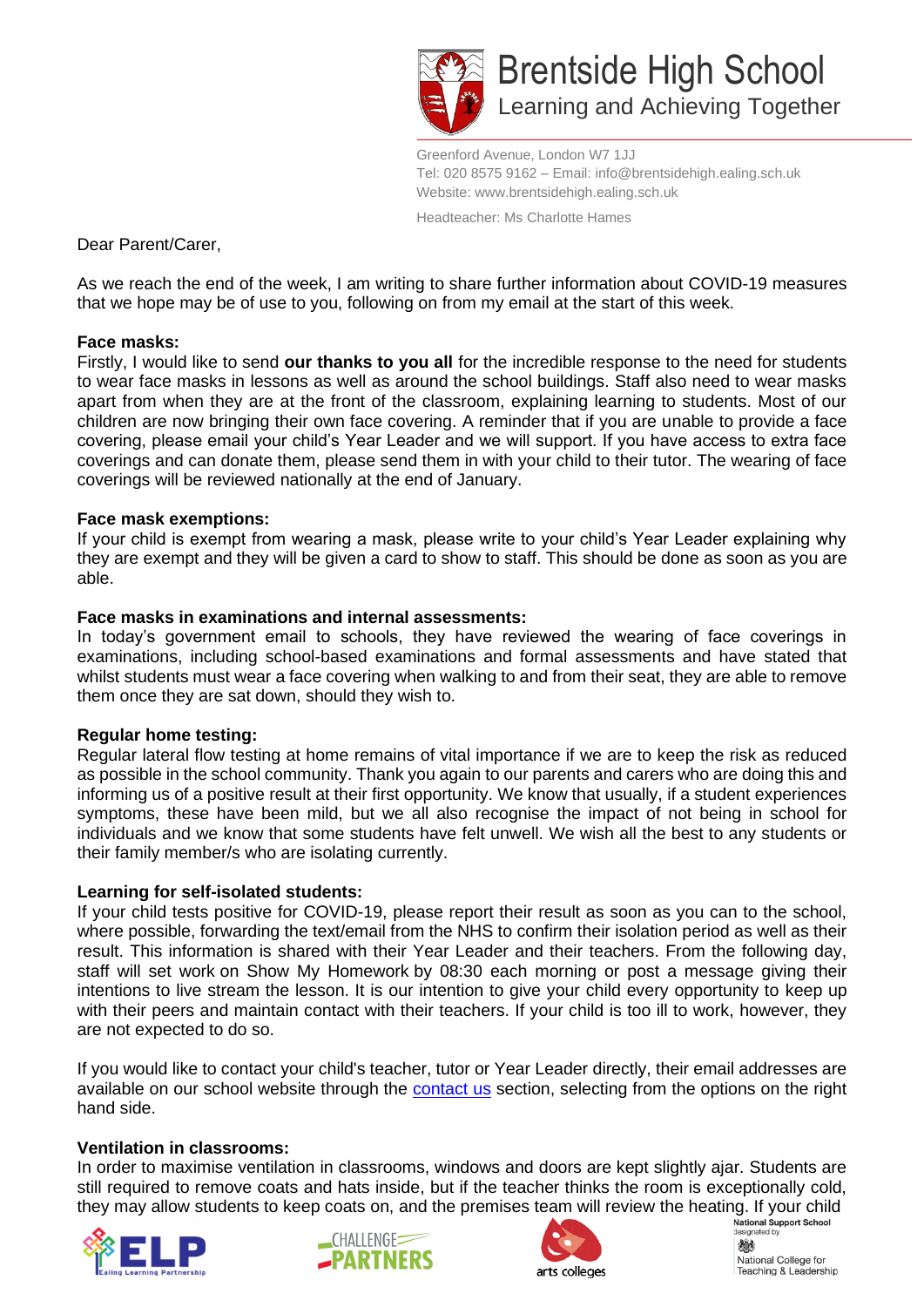# Brentside High School
Learning and Achieving Together

Greenford Avenue, London W7 1JJ
Tel: 020 8575 9162 – Email: info@brentsidehigh.ealing.sch.uk
Website: www.brentsidehigh.ealing.sch.uk

Headteacher: Ms Charlotte Hames

Dear Parent/Carer,

As we reach the end of the week, I am writing to share further information about COVID-19 measures that we hope may be of use to you, following on from my email at the start of this week.

**Face masks:**
Firstly, I would like to send **our thanks to you all** for the incredible response to the need for students to wear face masks in lessons as well as around the school buildings. Staff also need to wear masks apart from when they are at the front of the classroom, explaining learning to students. Most of our children are now bringing their own face covering. A reminder that if you are unable to provide a face covering, please email your child's Year Leader and we will support. If you have access to extra face coverings and can donate them, please send them in with your child to their tutor. The wearing of face coverings will be reviewed nationally at the end of January.

**Face mask exemptions:**
If your child is exempt from wearing a mask, please write to your child's Year Leader explaining why they are exempt and they will be given a card to show to staff. This should be done as soon as you are able.

**Face masks in examinations and internal assessments:**
In today's government email to schools, they have reviewed the wearing of face coverings in examinations, including school-based examinations and formal assessments and have stated that whilst students must wear a face covering when walking to and from their seat, they are able to remove them once they are sat down, should they wish to.

**Regular home testing:**
Regular lateral flow testing at home remains of vital importance if we are to keep the risk as reduced as possible in the school community. Thank you again to our parents and carers who are doing this and informing us of a positive result at their first opportunity. We know that usually, if a student experiences symptoms, these have been mild, but we all also recognise the impact of not being in school for individuals and we know that some students have felt unwell. We wish all the best to any students or their family member/s who are isolating currently.

**Learning for self-isolated students:**
If your child tests positive for COVID-19, please report their result as soon as you can to the school, where possible, forwarding the text/email from the NHS to confirm their isolation period as well as their result. This information is shared with their Year Leader and their teachers. From the following day, staff will set work on Show My Homework by 08:30 each morning or post a message giving their intentions to live stream the lesson. It is our intention to give your child every opportunity to keep up with their peers and maintain contact with their teachers. If your child is too ill to work, however, they are not expected to do so.

If you would like to contact your child's teacher, tutor or Year Leader directly, their email addresses are available on our school website through the contact us section, selecting from the options on the right hand side.

**Ventilation in classrooms:**
In order to maximise ventilation in classrooms, windows and doors are kept slightly ajar. Students are still required to remove coats and hats inside, but if the teacher thinks the room is exceptionally cold, they may allow students to keep coats on, and the premises team will review the heating. If your child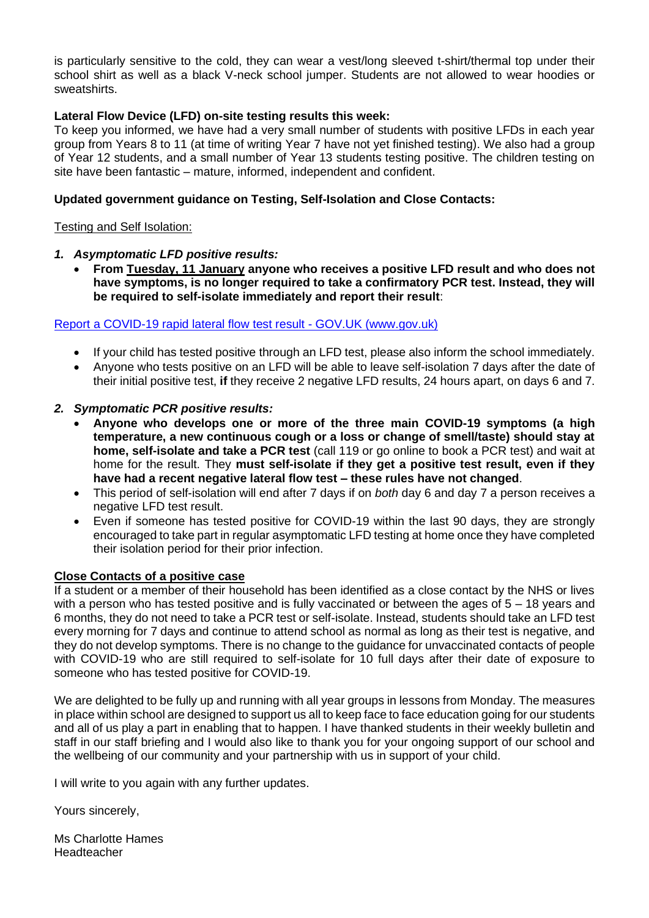is particularly sensitive to the cold, they can wear a vest/long sleeved t-shirt/thermal top under their school shirt as well as a black V-neck school jumper. Students are not allowed to wear hoodies or sweatshirts.

**Lateral Flow Device (LFD) on-site testing results this week:**

To keep you informed, we have had a very small number of students with positive LFDs in each year group from Years 8 to 11 (at time of writing Year 7 have not yet finished testing). We also had a group of Year 12 students, and a small number of Year 13 students testing positive. The children testing on site have been fantastic – mature, informed, independent and confident.

**Updated government guidance on Testing, Self-Isolation and Close Contacts:**

Testing and Self Isolation:

1. ***Asymptomatic LFD positive results:***
   - **From Tuesday, 11 January anyone who receives a positive LFD result and who does not have symptoms, is no longer required to take a confirmatory PCR test. Instead, they will be required to self-isolate immediately and report their result**:

[Report a COVID-19 rapid lateral flow test result - GOV.UK (www.gov.uk)](www.gov.uk)

   - If your child has tested positive through an LFD test, please also inform the school immediately.
   - Anyone who tests positive on an LFD will be able to leave self-isolation 7 days after the date of their initial positive test, **if** they receive 2 negative LFD results, 24 hours apart, on days 6 and 7.

2. ***Symptomatic PCR positive results:***
   - **Anyone who develops one or more of the three main COVID-19 symptoms (a high temperature, a new continuous cough or a loss or change of smell/taste) should stay at home, self-isolate and take a PCR test** (call 119 or go online to book a PCR test) and wait at home for the result. They **must self-isolate if they get a positive test result, even if they have had a recent negative lateral flow test – these rules have not changed**.
   - This period of self-isolation will end after 7 days if on *both* day 6 and day 7 a person receives a negative LFD test result.
   - Even if someone has tested positive for COVID-19 within the last 90 days, they are strongly encouraged to take part in regular asymptomatic LFD testing at home once they have completed their isolation period for their prior infection.

**Close Contacts of a positive case**

If a student or a member of their household has been identified as a close contact by the NHS or lives with a person who has tested positive and is fully vaccinated or between the ages of 5 – 18 years and 6 months, they do not need to take a PCR test or self-isolate. Instead, students should take an LFD test every morning for 7 days and continue to attend school as normal as long as their test is negative, and they do not develop symptoms. There is no change to the guidance for unvaccinated contacts of people with COVID-19 who are still required to self-isolate for 10 full days after their date of exposure to someone who has tested positive for COVID-19.

We are delighted to be fully up and running with all year groups in lessons from Monday. The measures in place within school are designed to support us all to keep face to face education going for our students and all of us play a part in enabling that to happen. I have thanked students in their weekly bulletin and staff in our staff briefing and I would also like to thank you for your ongoing support of our school and the wellbeing of our community and your partnership with us in support of your child.

I will write to you again with any further updates.

Yours sincerely,

Ms Charlotte Hames
Headteacher